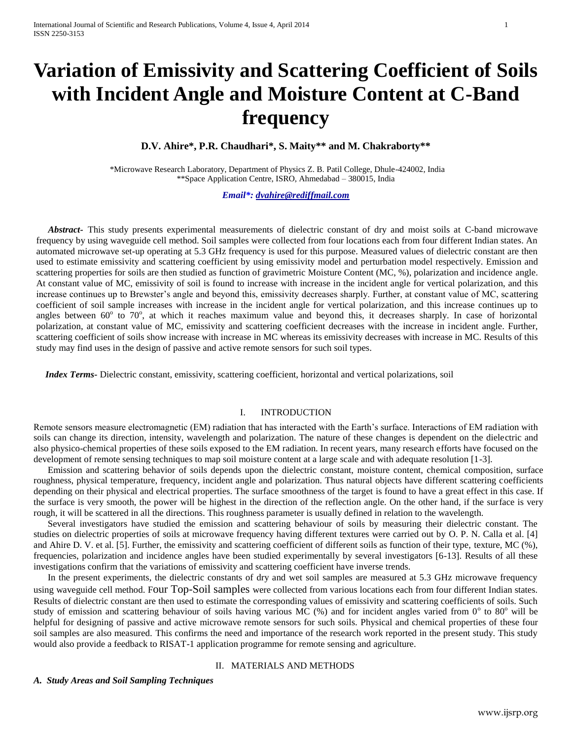# Variation of Emissivity and Scattering Coefficient of Soils with Incident Angle and Moisture Content at C-Band frequency

**D.V. Ahire\*, P.R. Chaudhari\*, S. Maity\*\* and M. Chakraborty\*\***

\*Microwave Research Laboratory, Department of Physics Z. B. Patil College, Dhule-424002, India
\*\*Space Application Centre, ISRO, Ahmedabad – 380015, India

*Email\*: dvahire@rediffmail.com*

***Abstract-*** This study presents experimental measurements of dielectric constant of dry and moist soils at C-band microwave frequency by using waveguide cell method. Soil samples were collected from four locations each from four different Indian states. An automated microwave set-up operating at 5.3 GHz frequency is used for this purpose. Measured values of dielectric constant are then used to estimate emissivity and scattering coefficient by using emissivity model and perturbation model respectively. Emission and scattering properties for soils are then studied as function of gravimetric Moisture Content (MC, %), polarization and incidence angle. At constant value of MC, emissivity of soil is found to increase with increase in the incident angle for vertical polarization, and this increase continues up to Brewster's angle and beyond this, emissivity decreases sharply. Further, at constant value of MC, scattering coefficient of soil sample increases with increase in the incident angle for vertical polarization, and this increase continues up to angles between $60^o$ to $70^o$, at which it reaches maximum value and beyond this, it decreases sharply. In case of horizontal polarization, at constant value of MC, emissivity and scattering coefficient decreases with the increase in incident angle. Further, scattering coefficient of soils show increase with increase in MC whereas its emissivity decreases with increase in MC. Results of this study may find uses in the design of passive and active remote sensors for such soil types.

***Index Terms-*** Dielectric constant, emissivity, scattering coefficient, horizontal and vertical polarizations, soil

## I. INTRODUCTION

Remote sensors measure electromagnetic (EM) radiation that has interacted with the Earth's surface. Interactions of EM radiation with soils can change its direction, intensity, wavelength and polarization. The nature of these changes is dependent on the dielectric and also physico-chemical properties of these soils exposed to the EM radiation. In recent years, many research efforts have focused on the development of remote sensing techniques to map soil moisture content at a large scale and with adequate resolution [1-3].

Emission and scattering behavior of soils depends upon the dielectric constant, moisture content, chemical composition, surface roughness, physical temperature, frequency, incident angle and polarization. Thus natural objects have different scattering coefficients depending on their physical and electrical properties. The surface smoothness of the target is found to have a great effect in this case. If the surface is very smooth, the power will be highest in the direction of the reflection angle. On the other hand, if the surface is very rough, it will be scattered in all the directions. This roughness parameter is usually defined in relation to the wavelength.

Several investigators have studied the emission and scattering behaviour of soils by measuring their dielectric constant. The studies on dielectric properties of soils at microwave frequency having different textures were carried out by O. P. N. Calla et al. [4] and Ahire D. V. et al. [5]. Further, the emissivity and scattering coefficient of different soils as function of their type, texture, MC (%), frequencies, polarization and incidence angles have been studied experimentally by several investigators [6-13]. Results of all these investigations confirm that the variations of emissivity and scattering coefficient have inverse trends.

In the present experiments, the dielectric constants of dry and wet soil samples are measured at 5.3 GHz microwave frequency using waveguide cell method. Four Top-Soil samples were collected from various locations each from four different Indian states. Results of dielectric constant are then used to estimate the corresponding values of emissivity and scattering coefficients of soils. Such study of emission and scattering behaviour of soils having various MC (%) and for incident angles varied from $0^o$ to $80^o$ will be helpful for designing of passive and active microwave remote sensors for such soils. Physical and chemical properties of these four soil samples are also measured. This confirms the need and importance of the research work reported in the present study. This study would also provide a feedback to RISAT-1 application programme for remote sensing and agriculture.

## II. MATERIALS AND METHODS

### *A. Study Areas and Soil Sampling Techniques*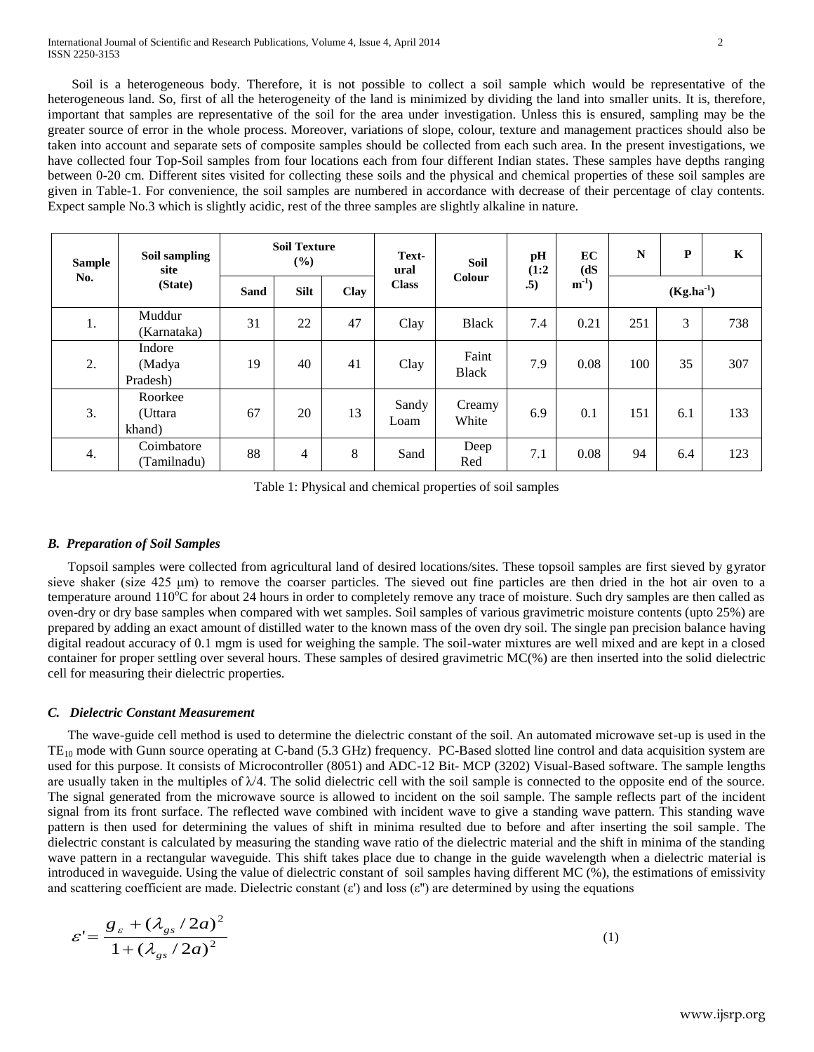Soil is a heterogeneous body. Therefore, it is not possible to collect a soil sample which would be representative of the heterogeneous land. So, first of all the heterogeneity of the land is minimized by dividing the land into smaller units. It is, therefore, important that samples are representative of the soil for the area under investigation. Unless this is ensured, sampling may be the greater source of error in the whole process. Moreover, variations of slope, colour, texture and management practices should also be taken into account and separate sets of composite samples should be collected from each such area. In the present investigations, we have collected four Top-Soil samples from four locations each from four different Indian states. These samples have depths ranging between 0-20 cm. Different sites visited for collecting these soils and the physical and chemical properties of these soil samples are given in Table-1. For convenience, the soil samples are numbered in accordance with decrease of their percentage of clay contents. Expect sample No.3 which is slightly acidic, rest of the three samples are slightly alkaline in nature.

| Sample No. | Soil sampling site (State) | Soil Texture (%) | | | Textural Class | Soil Colour | pH (1:2.5) | EC (dS $m^{-1}$) | N | P | K |
|---|---|---|---|---|---|---|---|---|---|---|---|
| | | Sand | Silt | Clay | | | | | ($Kg.ha^{-1}$) | | |
| 1. | Muddur (Karnataka) | 31 | 22 | 47 | Clay | Black | 7.4 | 0.21 | 251 | 3 | 738 |
| 2. | Indore (Madya Pradesh) | 19 | 40 | 41 | Clay | Faint Black | 7.9 | 0.08 | 100 | 35 | 307 |
| 3. | Roorkee (Uttara khand) | 67 | 20 | 13 | Sandy Loam | Creamy White | 6.9 | 0.1 | 151 | 6.1 | 133 |
| 4. | Coimbatore (Tamilnadu) | 88 | 4 | 8 | Sand | Deep Red | 7.1 | 0.08 | 94 | 6.4 | 123 |

Table 1: Physical and chemical properties of soil samples

### *B. Preparation of Soil Samples*

Topsoil samples were collected from agricultural land of desired locations/sites. These topsoil samples are first sieved by gyrator sieve shaker (size 425 μm) to remove the coarser particles. The sieved out fine particles are then dried in the hot air oven to a temperature around 110$^{o}$C for about 24 hours in order to completely remove any trace of moisture. Such dry samples are then called as oven-dry or dry base samples when compared with wet samples. Soil samples of various gravimetric moisture contents (upto 25%) are prepared by adding an exact amount of distilled water to the known mass of the oven dry soil. The single pan precision balance having digital readout accuracy of 0.1 mgm is used for weighing the sample. The soil-water mixtures are well mixed and are kept in a closed container for proper settling over several hours. These samples of desired gravimetric MC(%) are then inserted into the solid dielectric cell for measuring their dielectric properties.

### *C. Dielectric Constant Measurement*

The wave-guide cell method is used to determine the dielectric constant of the soil. An automated microwave set-up is used in the $TE_{10}$ mode with Gunn source operating at C-band (5.3 GHz) frequency. PC-Based slotted line control and data acquisition system are used for this purpose. It consists of Microcontroller (8051) and ADC-12 Bit- MCP (3202) Visual-Based software. The sample lengths are usually taken in the multiples of $\lambda/4$. The solid dielectric cell with the soil sample is connected to the opposite end of the source. The signal generated from the microwave source is allowed to incident on the soil sample. The sample reflects part of the incident signal from its front surface. The reflected wave combined with incident wave to give a standing wave pattern. This standing wave pattern is then used for determining the values of shift in minima resulted due to before and after inserting the soil sample. The dielectric constant is calculated by measuring the standing wave ratio of the dielectric material and the shift in minima of the standing wave pattern in a rectangular waveguide. This shift takes place due to change in the guide wavelength when a dielectric material is introduced in waveguide. Using the value of dielectric constant of soil samples having different MC (%), the estimations of emissivity and scattering coefficient are made. Dielectric constant ($\varepsilon'$) and loss ($\varepsilon''$) are determined by using the equations

$$\varepsilon' = \frac{g_{\varepsilon} + (\lambda_{gs}/2a)^2}{1 + (\lambda_{gs}/2a)^2} \tag{1}$$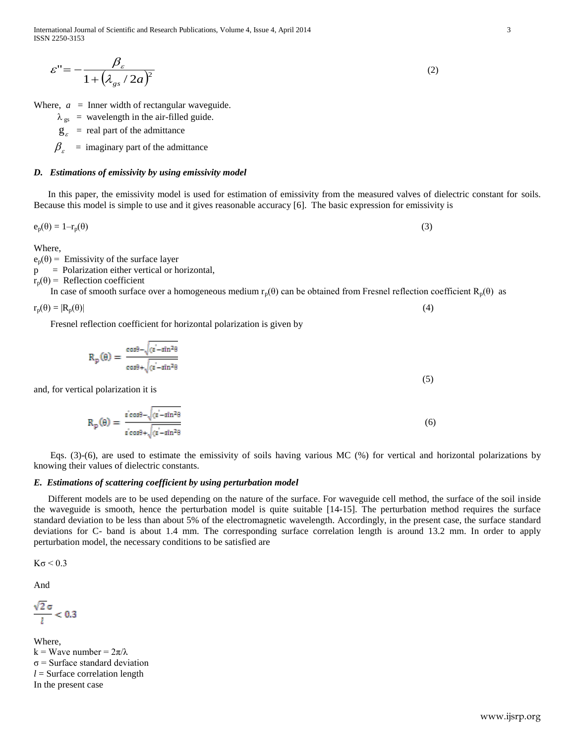$$\varepsilon'' = -\frac{\beta_\varepsilon}{1+\left(\lambda_{gs}/2a\right)^2} \tag{2}$$

Where, $a$ = Inner width of rectangular waveguide.

$\lambda_{gs}$ = wavelength in the air-filled guide.

$g_\varepsilon$ = real part of the admittance

$\beta_\varepsilon$ = imaginary part of the admittance

### *D. Estimations of emissivity by using emissivity model*

In this paper, the emissivity model is used for estimation of emissivity from the measured valves of dielectric constant for soils. Because this model is simple to use and it gives reasonable accuracy [6]. The basic expression for emissivity is

$$e_p(\theta) = 1 - r_p(\theta) \tag{3}$$

Where,

$e_p(\theta)$ = Emissivity of the surface layer

p = Polarization either vertical or horizontal,

$r_p(\theta)$ = Reflection coefficient

In case of smooth surface over a homogeneous medium $r_p(\theta)$ can be obtained from Fresnel reflection coefficient $R_p(\theta)$ as

$$r_p(\theta) = |R_p(\theta)| \tag{4}$$

Fresnel reflection coefficient for horizontal polarization is given by

$$R_p(\theta) = \frac{\cos\theta - \sqrt{(\varepsilon' - \sin^2\theta)}}{\cos\theta + \sqrt{(\varepsilon' - \sin^2\theta)}} \tag{5}$$

and, for vertical polarization it is

$$R_p(\theta) = \frac{\varepsilon'\cos\theta - \sqrt{(\varepsilon' - \sin^2\theta)}}{\varepsilon'\cos\theta + \sqrt{(\varepsilon' - \sin^2\theta)}} \tag{6}$$

Eqs. (3)-(6), are used to estimate the emissivity of soils having various MC (%) for vertical and horizontal polarizations by knowing their values of dielectric constants.

### *E. Estimations of scattering coefficient by using perturbation model*

Different models are to be used depending on the nature of the surface. For waveguide cell method, the surface of the soil inside the waveguide is smooth, hence the perturbation model is quite suitable [14-15]. The perturbation method requires the surface standard deviation to be less than about 5% of the electromagnetic wavelength. Accordingly, in the present case, the surface standard deviations for C- band is about 1.4 mm. The corresponding surface correlation length is around 13.2 mm. In order to apply perturbation model, the necessary conditions to be satisfied are

$K\sigma < 0.3$

And

$$\frac{\sqrt{2}\,\sigma}{l} < 0.3$$

Where,

k = Wave number = $2\pi/\lambda$

$\sigma$ = Surface standard deviation

$l$ = Surface correlation length

In the present case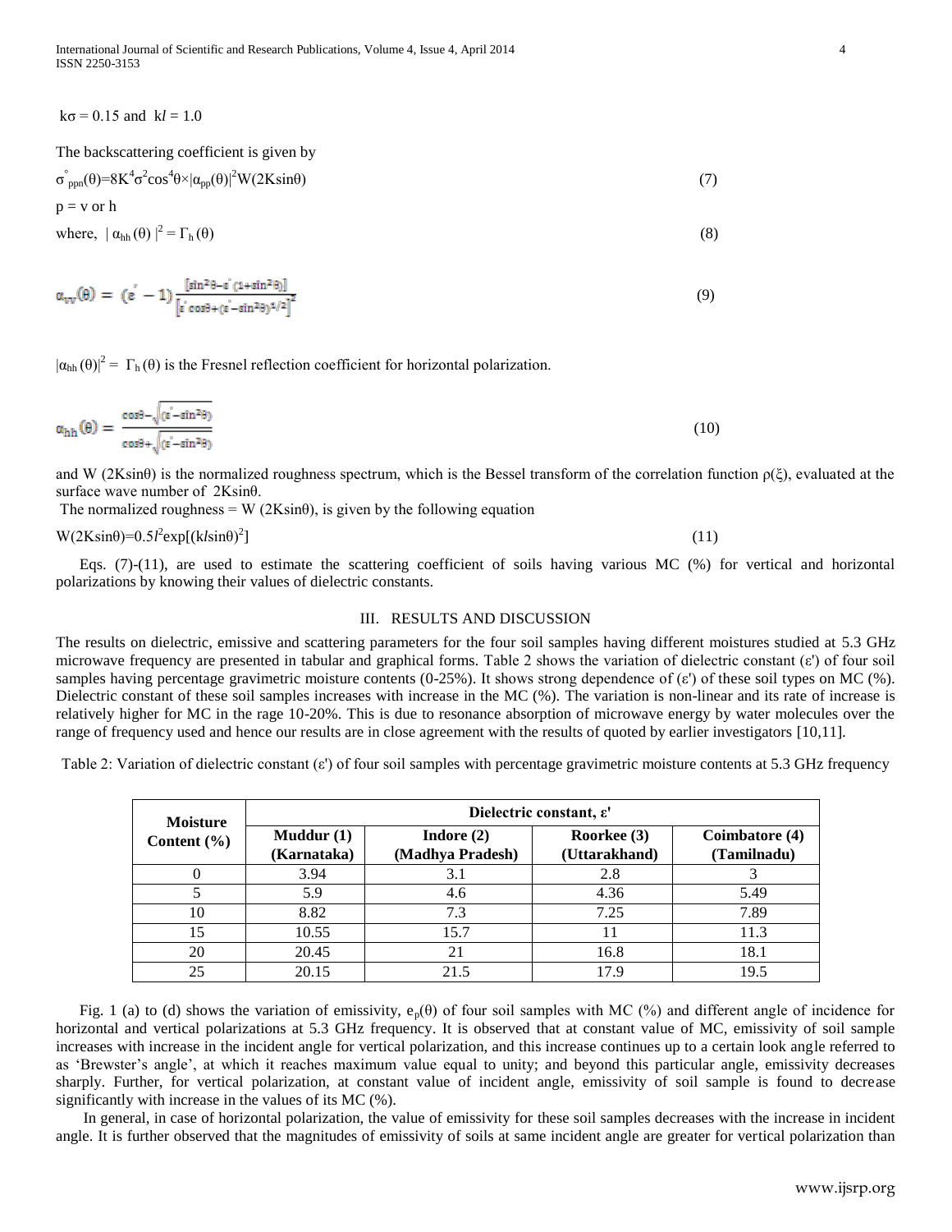$k\sigma = 0.15$ and $kl = 1.0$

The backscattering coefficient is given by

$$\sigma^{\circ}_{ppn}(\theta)=8K^4\sigma^2\cos^4\theta\times|\alpha_{pp}(\theta)|^2W(2K\sin\theta) \tag{7}$$

$p = v$ or $h$

where, $|\alpha_{hh}(\theta)|^2 = \Gamma_h(\theta)$ (8)

$$\alpha_{vv}(\theta) = (\varepsilon' - 1)\frac{[\sin^2\theta - \varepsilon'(1+\sin^2\theta)]}{[\varepsilon'\cos\theta + (\varepsilon' - \sin^2\theta)^{1/2}]^2} \tag{9}$$

$|\alpha_{hh}(\theta)|^2 = \Gamma_h(\theta)$ is the Fresnel reflection coefficient for horizontal polarization.

$$\alpha_{hh}(\theta) = \frac{\cos\theta - \sqrt{(\varepsilon' - \sin^2\theta)}}{\cos\theta + \sqrt{(\varepsilon' - \sin^2\theta)}} \tag{10}$$

and W (2Ksinθ) is the normalized roughness spectrum, which is the Bessel transform of the correlation function ρ(ξ), evaluated at the surface wave number of 2Ksinθ.

The normalized roughness = W (2Ksinθ), is given by the following equation

$$W(2K\sin\theta)=0.5l^2\exp[(kl\sin\theta)^2] \tag{11}$$

Eqs. (7)-(11), are used to estimate the scattering coefficient of soils having various MC (%) for vertical and horizontal polarizations by knowing their values of dielectric constants.

## III. RESULTS AND DISCUSSION

The results on dielectric, emissive and scattering parameters for the four soil samples having different moistures studied at 5.3 GHz microwave frequency are presented in tabular and graphical forms. Table 2 shows the variation of dielectric constant (ε') of four soil samples having percentage gravimetric moisture contents (0-25%). It shows strong dependence of (ε') of these soil types on MC (%). Dielectric constant of these soil samples increases with increase in the MC (%). The variation is non-linear and its rate of increase is relatively higher for MC in the rage 10-20%. This is due to resonance absorption of microwave energy by water molecules over the range of frequency used and hence our results are in close agreement with the results of quoted by earlier investigators [10,11].

Table 2: Variation of dielectric constant (ε') of four soil samples with percentage gravimetric moisture contents at 5.3 GHz frequency

| Moisture Content (%) | Dielectric constant, ε' | | | |
|---|---|---|---|---|
| | **Muddur (1) (Karnataka)** | **Indore (2) (Madhya Pradesh)** | **Roorkee (3) (Uttarakhand)** | **Coimbatore (4) (Tamilnadu)** |
| 0 | 3.94 | 3.1 | 2.8 | 3 |
| 5 | 5.9 | 4.6 | 4.36 | 5.49 |
| 10 | 8.82 | 7.3 | 7.25 | 7.89 |
| 15 | 10.55 | 15.7 | 11 | 11.3 |
| 20 | 20.45 | 21 | 16.8 | 18.1 |
| 25 | 20.15 | 21.5 | 17.9 | 19.5 |

Fig. 1 (a) to (d) shows the variation of emissivity, $e_p(\theta)$ of four soil samples with MC (%) and different angle of incidence for horizontal and vertical polarizations at 5.3 GHz frequency. It is observed that at constant value of MC, emissivity of soil sample increases with increase in the incident angle for vertical polarization, and this increase continues up to a certain look angle referred to as 'Brewster's angle', at which it reaches maximum value equal to unity; and beyond this particular angle, emissivity decreases sharply. Further, for vertical polarization, at constant value of incident angle, emissivity of soil sample is found to decrease significantly with increase in the values of its MC (%).

In general, in case of horizontal polarization, the value of emissivity for these soil samples decreases with the increase in incident angle. It is further observed that the magnitudes of emissivity of soils at same incident angle are greater for vertical polarization than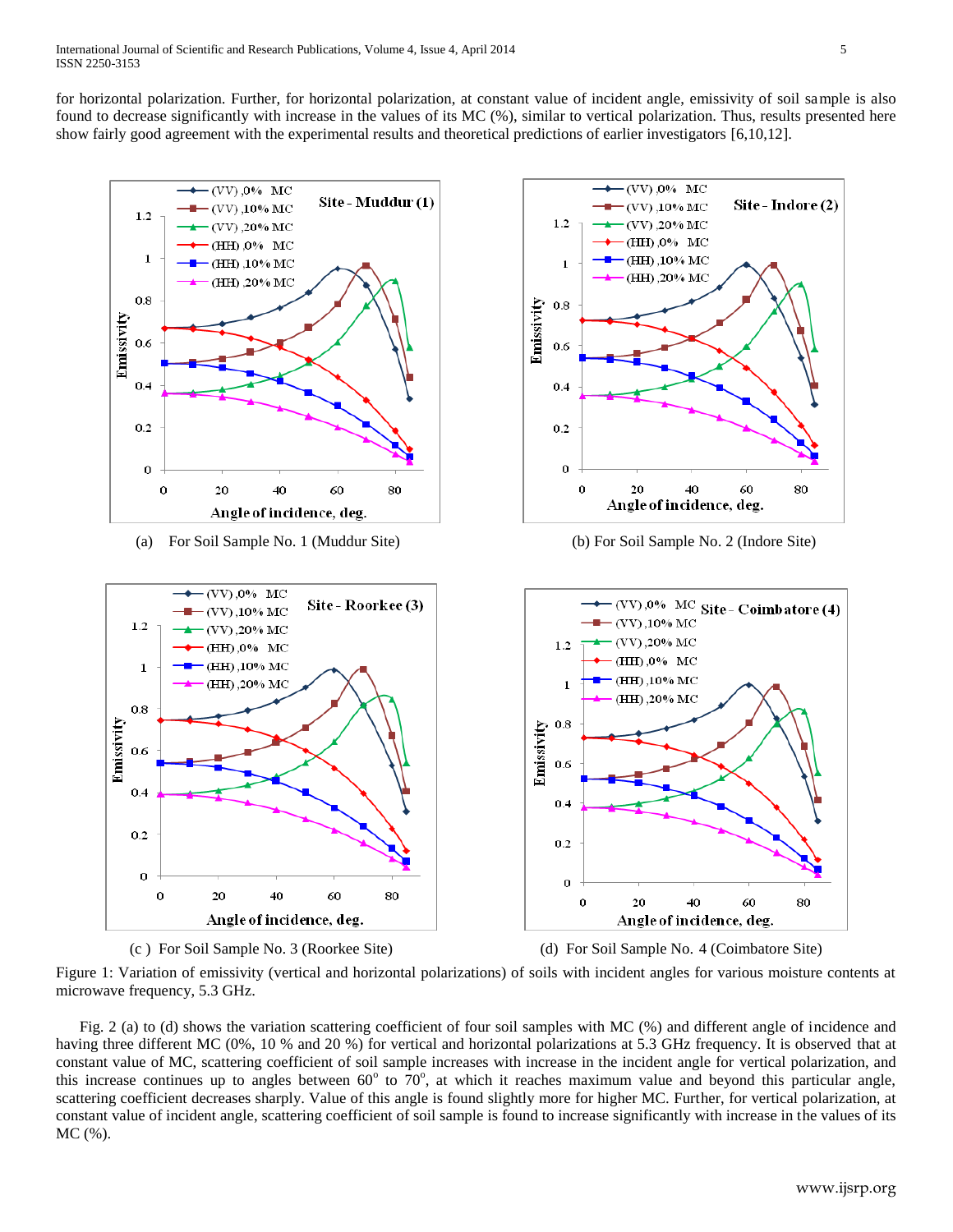for horizontal polarization. Further, for horizontal polarization, at constant value of incident angle, emissivity of soil sample is also found to decrease significantly with increase in the values of its MC (%), similar to vertical polarization. Thus, results presented here show fairly good agreement with the experimental results and theoretical predictions of earlier investigators [6,10,12].

(a) For Soil Sample No. 1 (Muddur Site)

(b) For Soil Sample No. 2 (Indore Site)

(c) For Soil Sample No. 3 (Roorkee Site)

(d) For Soil Sample No. 4 (Coimbatore Site)

Figure 1: Variation of emissivity (vertical and horizontal polarizations) of soils with incident angles for various moisture contents at microwave frequency, 5.3 GHz.

Fig. 2 (a) to (d) shows the variation scattering coefficient of four soil samples with MC (%) and different angle of incidence and having three different MC (0%, 10 % and 20 %) for vertical and horizontal polarizations at 5.3 GHz frequency. It is observed that at constant value of MC, scattering coefficient of soil sample increases with increase in the incident angle for vertical polarization, and this increase continues up to angles between $60^o$ to $70^o$, at which it reaches maximum value and beyond this particular angle, scattering coefficient decreases sharply. Value of this angle is found slightly more for higher MC. Further, for vertical polarization, at constant value of incident angle, scattering coefficient of soil sample is found to increase significantly with increase in the values of its MC (%).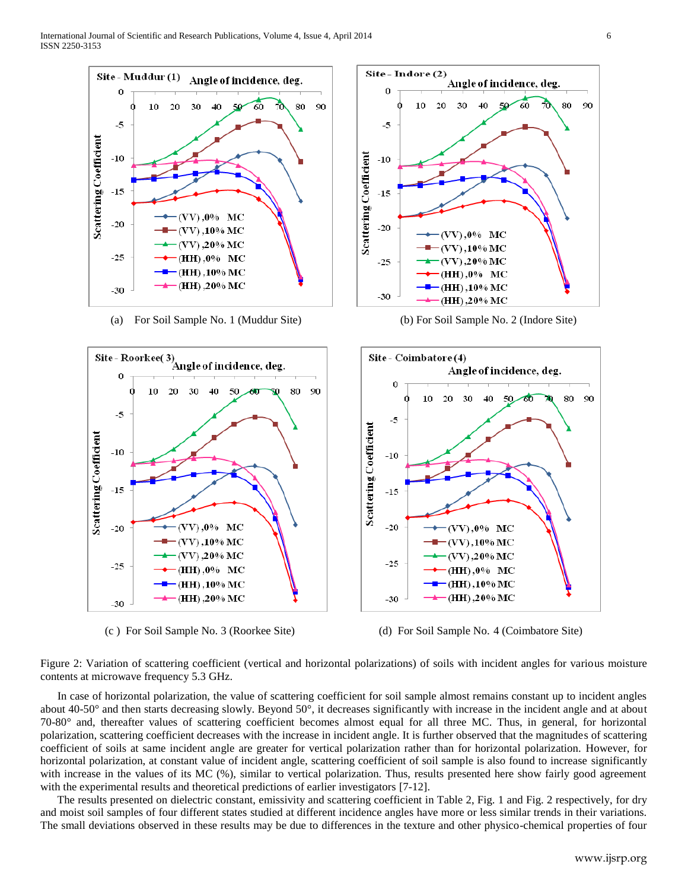(a) For Soil Sample No. 1 (Muddur Site)

(b) For Soil Sample No. 2 (Indore Site)

(c ) For Soil Sample No. 3 (Roorkee Site)

(d) For Soil Sample No. 4 (Coimbatore Site)

Figure 2: Variation of scattering coefficient (vertical and horizontal polarizations) of soils with incident angles for various moisture contents at microwave frequency 5.3 GHz.

In case of horizontal polarization, the value of scattering coefficient for soil sample almost remains constant up to incident angles about 40-50° and then starts decreasing slowly. Beyond 50°, it decreases significantly with increase in the incident angle and at about 70-80° and, thereafter values of scattering coefficient becomes almost equal for all three MC. Thus, in general, for horizontal polarization, scattering coefficient decreases with the increase in incident angle. It is further observed that the magnitudes of scattering coefficient of soils at same incident angle are greater for vertical polarization rather than for horizontal polarization. However, for horizontal polarization, at constant value of incident angle, scattering coefficient of soil sample is also found to increase significantly with increase in the values of its MC (%), similar to vertical polarization. Thus, results presented here show fairly good agreement with the experimental results and theoretical predictions of earlier investigators [7-12].

The results presented on dielectric constant, emissivity and scattering coefficient in Table 2, Fig. 1 and Fig. 2 respectively, for dry and moist soil samples of four different states studied at different incidence angles have more or less similar trends in their variations. The small deviations observed in these results may be due to differences in the texture and other physico-chemical properties of four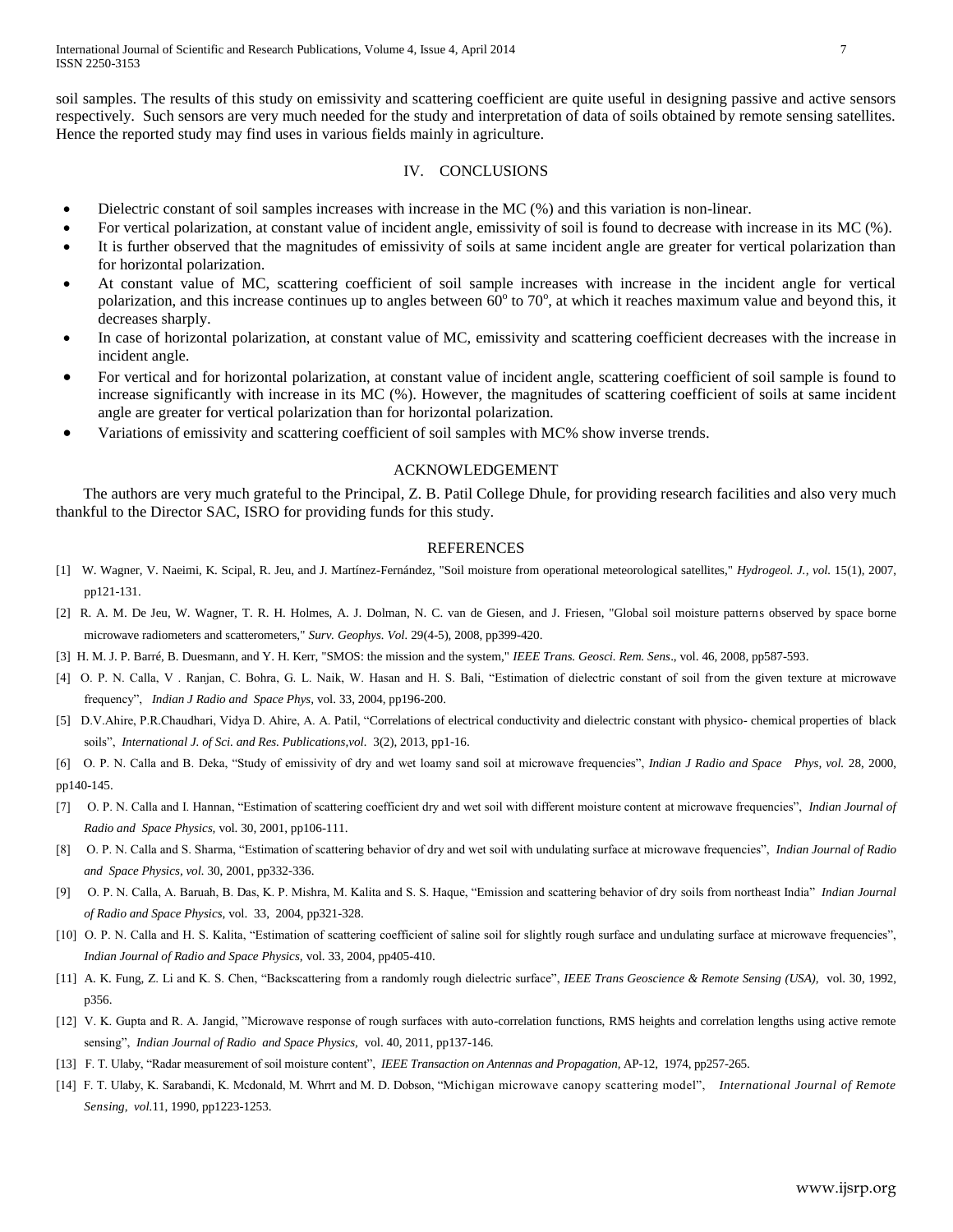soil samples. The results of this study on emissivity and scattering coefficient are quite useful in designing passive and active sensors respectively. Such sensors are very much needed for the study and interpretation of data of soils obtained by remote sensing satellites. Hence the reported study may find uses in various fields mainly in agriculture.

## IV. CONCLUSIONS

- Dielectric constant of soil samples increases with increase in the MC (%) and this variation is non-linear.
- For vertical polarization, at constant value of incident angle, emissivity of soil is found to decrease with increase in its MC (%).
- It is further observed that the magnitudes of emissivity of soils at same incident angle are greater for vertical polarization than for horizontal polarization.
- At constant value of MC, scattering coefficient of soil sample increases with increase in the incident angle for vertical polarization, and this increase continues up to angles between $60^o$ to $70^o$, at which it reaches maximum value and beyond this, it decreases sharply.
- In case of horizontal polarization, at constant value of MC, emissivity and scattering coefficient decreases with the increase in incident angle.
- For vertical and for horizontal polarization, at constant value of incident angle, scattering coefficient of soil sample is found to increase significantly with increase in its MC (%). However, the magnitudes of scattering coefficient of soils at same incident angle are greater for vertical polarization than for horizontal polarization.
- Variations of emissivity and scattering coefficient of soil samples with MC% show inverse trends.

## ACKNOWLEDGEMENT

The authors are very much grateful to the Principal, Z. B. Patil College Dhule, for providing research facilities and also very much thankful to the Director SAC, ISRO for providing funds for this study.

## REFERENCES

[1] W. Wagner, V. Naeimi, K. Scipal, R. Jeu, and J. Martínez-Fernández, "Soil moisture from operational meteorological satellites," *Hydrogeol. J., vol.* 15(1), 2007, pp121-131.

[2] R. A. M. De Jeu, W. Wagner, T. R. H. Holmes, A. J. Dolman, N. C. van de Giesen, and J. Friesen, "Global soil moisture patterns observed by space borne microwave radiometers and scatterometers," *Surv. Geophys. Vol.* 29(4-5), 2008, pp399-420.

[3] H. M. J. P. Barré, B. Duesmann, and Y. H. Kerr, "SMOS: the mission and the system," *IEEE Trans. Geosci. Rem. Sens*., vol. 46, 2008, pp587-593.

[4] O. P. N. Calla, V . Ranjan, C. Bohra, G. L. Naik, W. Hasan and H. S. Bali, "Estimation of dielectric constant of soil from the given texture at microwave frequency", *Indian J Radio and Space Phys,* vol. 33, 2004, pp196-200.

[5] D.V.Ahire, P.R.Chaudhari, Vidya D. Ahire, A. A. Patil, "Correlations of electrical conductivity and dielectric constant with physico- chemical properties of black soils", *International J. of Sci. and Res. Publications,vol*. 3(2), 2013, pp1-16.

[6] O. P. N. Calla and B. Deka, "Study of emissivity of dry and wet loamy sand soil at microwave frequencies", *Indian J Radio and Space Phys, vol.* 28, 2000, pp140-145.

[7] O. P. N. Calla and I. Hannan, "Estimation of scattering coefficient dry and wet soil with different moisture content at microwave frequencies", *Indian Journal of Radio and Space Physics,* vol. 30, 2001, pp106-111.

[8] O. P. N. Calla and S. Sharma, "Estimation of scattering behavior of dry and wet soil with undulating surface at microwave frequencies", *Indian Journal of Radio and Space Physics, vol.* 30, 2001, pp332-336.

[9] O. P. N. Calla, A. Baruah, B. Das, K. P. Mishra, M. Kalita and S. S. Haque, "Emission and scattering behavior of dry soils from northeast India" *Indian Journal of Radio and Space Physics,* vol. 33, 2004, pp321-328.

[10] O. P. N. Calla and H. S. Kalita, "Estimation of scattering coefficient of saline soil for slightly rough surface and undulating surface at microwave frequencies", *Indian Journal of Radio and Space Physics,* vol. 33, 2004, pp405-410.

[11] A. K. Fung, Z. Li and K. S. Chen, "Backscattering from a randomly rough dielectric surface", *IEEE Trans Geoscience & Remote Sensing (USA),* vol. 30, 1992, p356.

[12] V. K. Gupta and R. A. Jangid, "Microwave response of rough surfaces with auto-correlation functions, RMS heights and correlation lengths using active remote sensing", *Indian Journal of Radio and Space Physics*, vol. 40, 2011, pp137-146.

[13] F. T. Ulaby, "Radar measurement of soil moisture content", *IEEE Transaction on Antennas and Propagation,* AP-12, 1974, pp257-265.

[14] F. T. Ulaby, K. Sarabandi, K. Mcdonald, M. Whrrt and M. D. Dobson, "Michigan microwave canopy scattering model", *International Journal of Remote Sensing, vol.*11, 1990, pp1223-1253.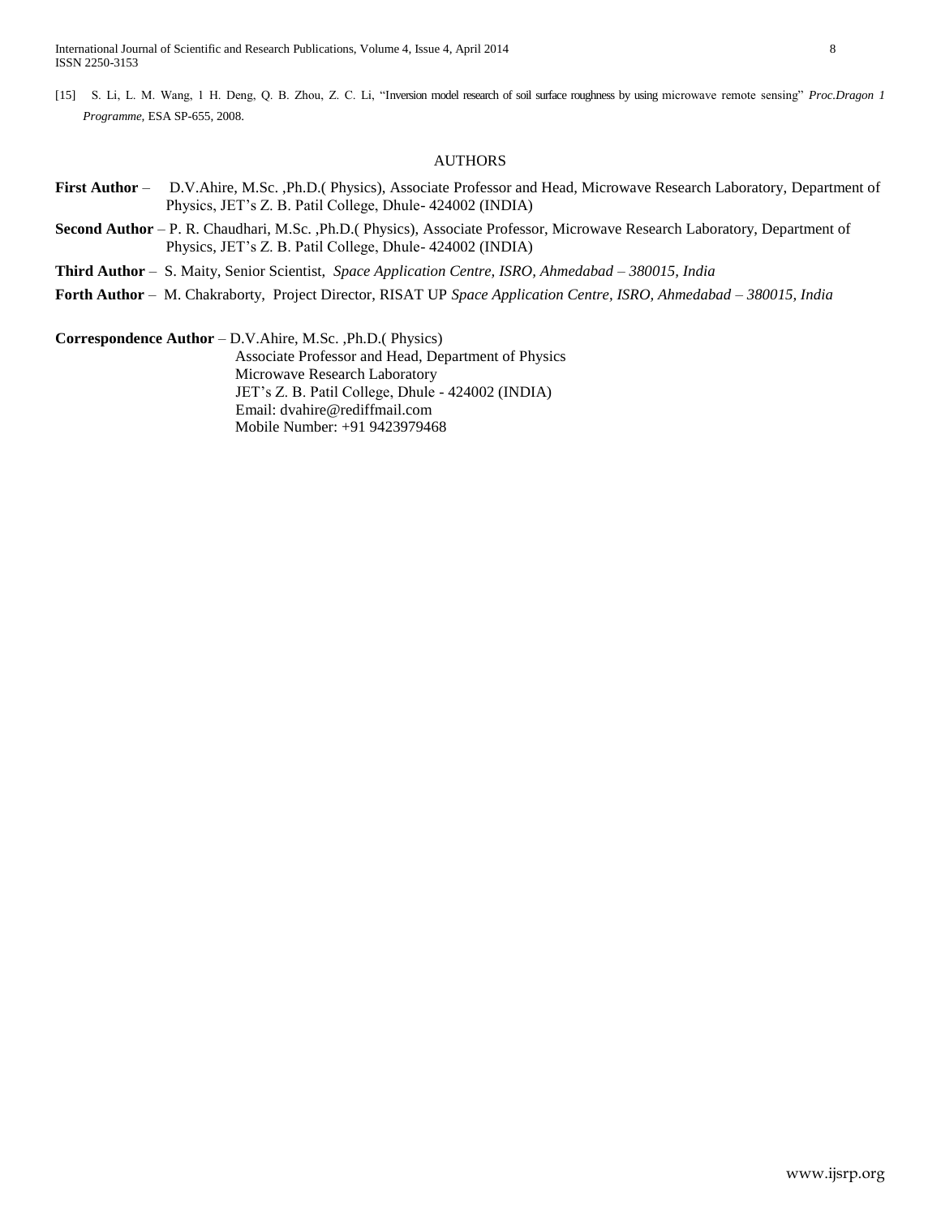[15] S. Li, L. M. Wang, 1 H. Deng, Q. B. Zhou, Z. C. Li, "Inversion model research of soil surface roughness by using microwave remote sensing" *Proc.Dragon 1 Programme*, ESA SP-655, 2008.

## AUTHORS

**First Author** – D.V.Ahire, M.Sc. ,Ph.D.( Physics), Associate Professor and Head, Microwave Research Laboratory, Department of Physics, JET's Z. B. Patil College, Dhule- 424002 (INDIA)

**Second Author** – P. R. Chaudhari, M.Sc. ,Ph.D.( Physics), Associate Professor, Microwave Research Laboratory, Department of Physics, JET's Z. B. Patil College, Dhule- 424002 (INDIA)

**Third Author** – S. Maity, Senior Scientist, *Space Application Centre, ISRO, Ahmedabad – 380015, India*

**Forth Author** – M. Chakraborty, Project Director, RISAT UP *Space Application Centre, ISRO, Ahmedabad – 380015, India*

**Correspondence Author** – D.V.Ahire, M.Sc. ,Ph.D.( Physics)
Associate Professor and Head, Department of Physics
Microwave Research Laboratory
JET's Z. B. Patil College, Dhule - 424002 (INDIA)
Email: dvahire@rediffmail.com
Mobile Number: +91 9423979468